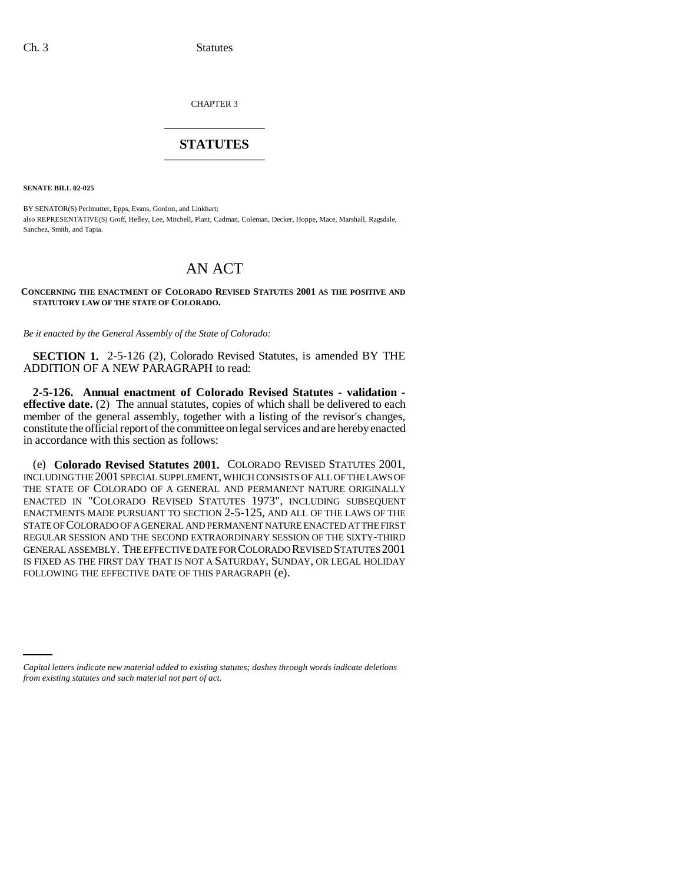CHAPTER 3

# STATUTES

**SENATE BILL 02-025**

BY SENATOR(S) Perlmutter, Epps, Evans, Gordon, and Linkhart;
also REPRESENTATIVE(S) Groff, Hefley, Lee, Mitchell, Plant, Cadman, Coleman, Decker, Hoppe, Mace, Marshall, Ragsdale, Sanchez, Smith, and Tapia.

# AN ACT

**CONCERNING THE ENACTMENT OF COLORADO REVISED STATUTES 2001 AS THE POSITIVE AND STATUTORY LAW OF THE STATE OF COLORADO.**

*Be it enacted by the General Assembly of the State of Colorado:*

**SECTION 1.** 2-5-126 (2), Colorado Revised Statutes, is amended BY THE ADDITION OF A NEW PARAGRAPH to read:

**2-5-126. Annual enactment of Colorado Revised Statutes - validation - effective date.** (2) The annual statutes, copies of which shall be delivered to each member of the general assembly, together with a listing of the revisor's changes, constitute the official report of the committee on legal services and are hereby enacted in accordance with this section as follows:

(e) **Colorado Revised Statutes 2001.** COLORADO REVISED STATUTES 2001, INCLUDING THE 2001 SPECIAL SUPPLEMENT, WHICH CONSISTS OF ALL OF THE LAWS OF THE STATE OF COLORADO OF A GENERAL AND PERMANENT NATURE ORIGINALLY ENACTED IN "COLORADO REVISED STATUTES 1973", INCLUDING SUBSEQUENT ENACTMENTS MADE PURSUANT TO SECTION 2-5-125, AND ALL OF THE LAWS OF THE STATE OF COLORADO OF A GENERAL AND PERMANENT NATURE ENACTED AT THE FIRST REGULAR SESSION AND THE SECOND EXTRAORDINARY SESSION OF THE SIXTY-THIRD GENERAL ASSEMBLY. THE EFFECTIVE DATE FOR COLORADO REVISED STATUTES 2001 IS FIXED AS THE FIRST DAY THAT IS NOT A SATURDAY, SUNDAY, OR LEGAL HOLIDAY FOLLOWING THE EFFECTIVE DATE OF THIS PARAGRAPH (e).

*Capital letters indicate new material added to existing statutes; dashes through words indicate deletions from existing statutes and such material not part of act.*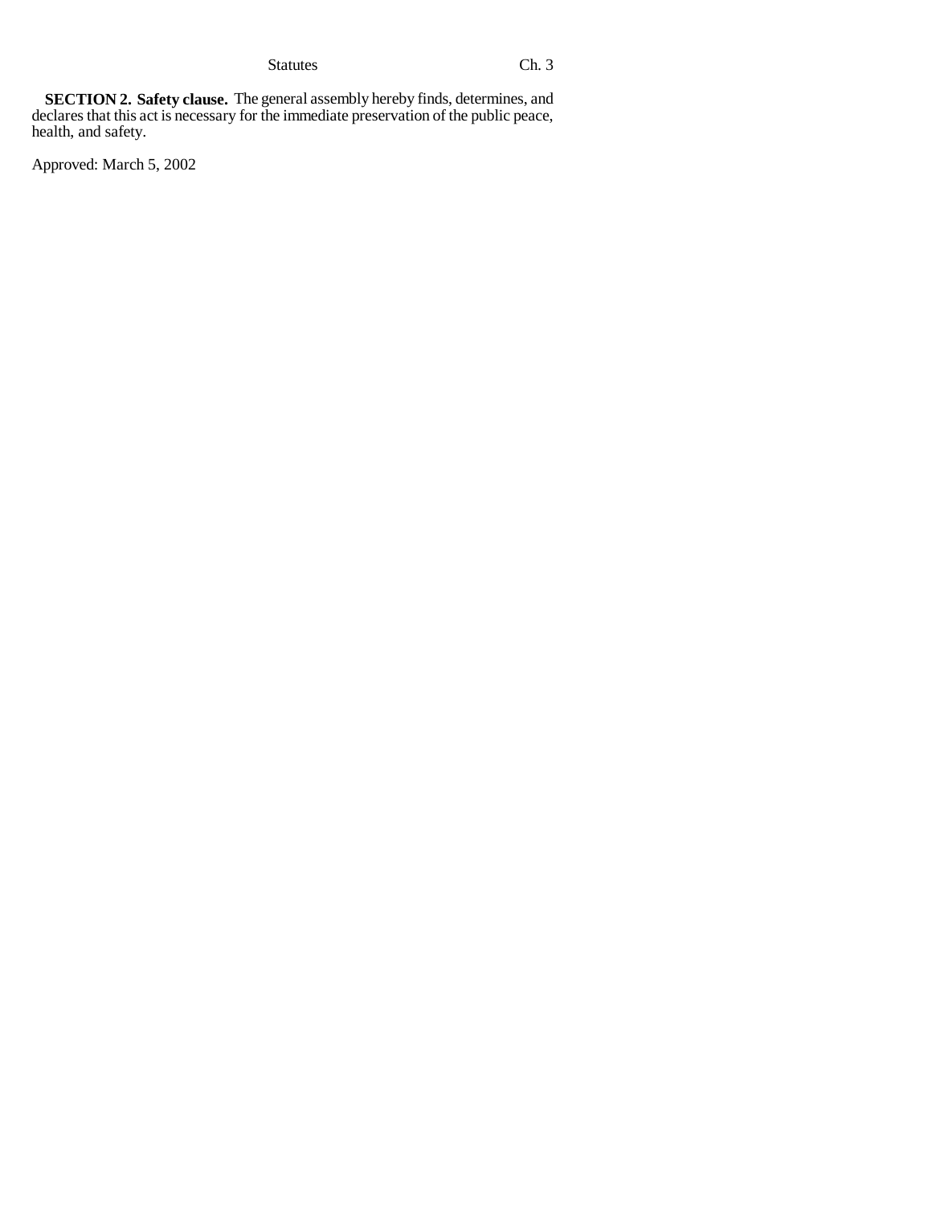**SECTION 2. Safety clause.** The general assembly hereby finds, determines, and declares that this act is necessary for the immediate preservation of the public peace, health, and safety.

Approved: March 5, 2002